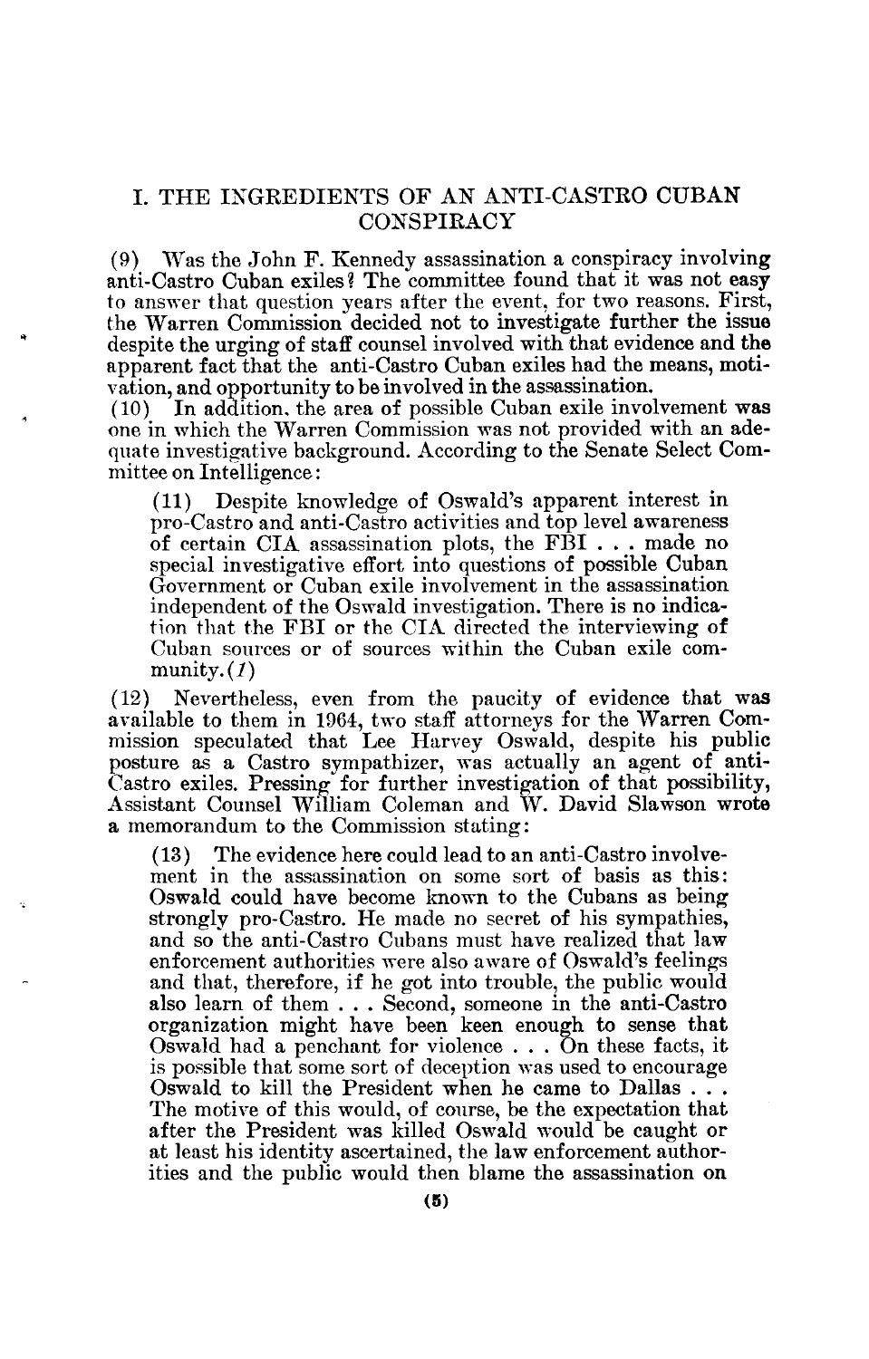# I. THE INGREDIENTS OF AN ANTI-CASTRO CUBAN CONSPIRACY

(9) Was the John F. Kennedy assassination a conspiracy involving anti-Castro Cuban exiles? The committee found that it was not easy to answer that question years after the event, for two reasons. First, the Warren Commission decided not to investigate further the issue despite the urging of staff counsel involved with that evidence and the apparent fact that the anti-Castro Cuban exiles had the means, motivation, and opportunity to be involved in the assassination.

(10) In addition, the area of possible Cuban exile involvement was one in which the Warren Commission was not provided with an adequate investigative background. According to the Senate Select Committee on Intelligence:

> (11) Despite knowledge of Oswald's apparent interest in pro-Castro and anti-Castro activities and top level awareness of certain CIA assassination plots, the FBI . . . made no special investigative effort into questions of possible Cuban Government or Cuban exile involvement in the assassination independent of the Oswald investigation. There is no indication that the FBI or the CIA directed the interviewing of Cuban sources or of sources within the Cuban exile community. (*1*)

(12) Nevertheless, even from the paucity of evidence that was available to them in 1964, two staff attorneys for the Warren Commission speculated that Lee Harvey Oswald, despite his public posture as a Castro sympathizer, was actually an agent of anti-Castro exiles. Pressing for further investigation of that possibility, Assistant Counsel William Coleman and W. David Slawson wrote a memorandum to the Commission stating:

> (13) The evidence here could lead to an anti-Castro involvement in the assassination on some sort of basis as this: Oswald could have become known to the Cubans as being strongly pro-Castro. He made no secret of his sympathies, and so the anti-Castro Cubans must have realized that law enforcement authorities were also aware of Oswald's feelings and that, therefore, if he got into trouble, the public would also learn of them . . . Second, someone in the anti-Castro organization might have been keen enough to sense that Oswald had a penchant for violence . . . On these facts, it is possible that some sort of deception was used to encourage Oswald to kill the President when he came to Dallas . . . The motive of this would, of course, be the expectation that after the President was killed Oswald would be caught or at least his identity ascertained, the law enforcement authorities and the public would then blame the assassination on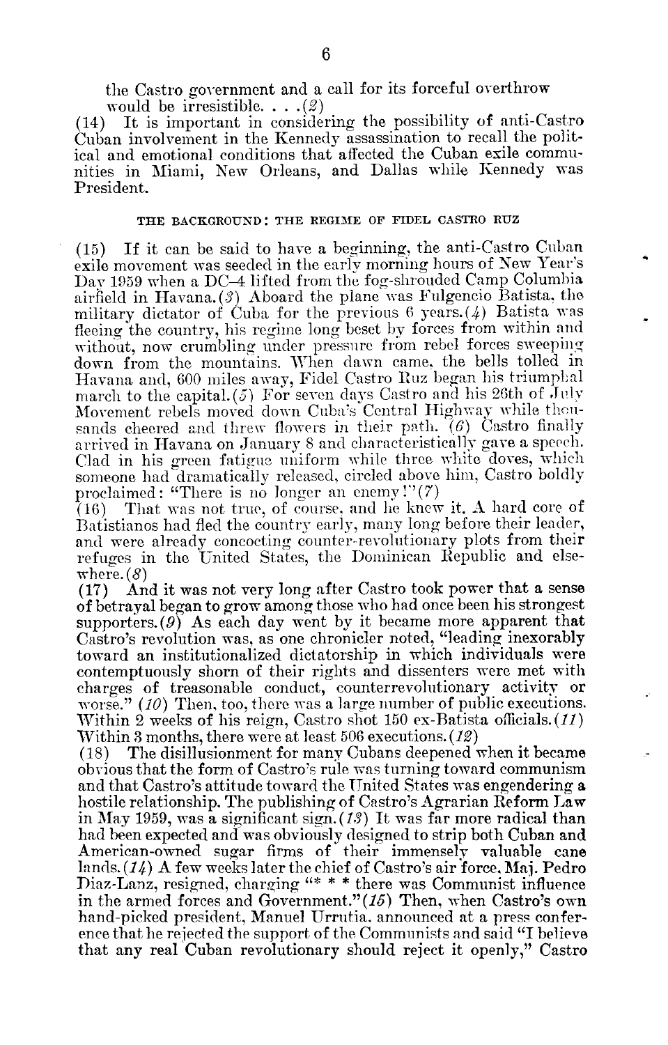the Castro government and a call for its forceful overthrow would be irresistible. . . .(*2*)

(14) It is important in considering the possibility of anti-Castro Cuban involvement in the Kennedy assassination to recall the political and emotional conditions that affected the Cuban exile communities in Miami, New Orleans, and Dallas while Kennedy was President.

### THE BACKGROUND: THE REGIME OF FIDEL CASTRO RUZ

(15) If it can be said to have a beginning, the anti-Castro Cuban exile movement was seeded in the early morning hours of New Year's Day 1959 when a DC–4 lifted from the fog-shrouded Camp Columbia airfield in Havana.(*3*) Aboard the plane was Fulgencio Batista, the military dictator of Cuba for the previous 6 years.(*4*) Batista was fleeing the country, his regime long beset by forces from within and without, now crumbling under pressure from rebel forces sweeping down from the mountains. When dawn came, the bells tolled in Havana and, 600 miles away, Fidel Castro Ruz began his triumphal march to the capital.(*5*) For seven days Castro and his 26th of July Movement rebels moved down Cuba's Central Highway while thousands cheered and threw flowers in their path. (*6*) Castro finally arrived in Havana on January 8 and characteristically gave a speech. Clad in his green fatigue uniform while three white doves, which someone had dramatically released, circled above him, Castro boldly proclaimed: "There is no longer an enemy!"(*7*)

(16) That was not true, of course, and he knew it. A hard core of Batistianos had fled the country early, many long before their leader, and were already concocting counter-revolutionary plots from their refuges in the United States, the Dominican Republic and elsewhere.(*8*)

(17) And it was not very long after Castro took power that a sense of betrayal began to grow among those who had once been his strongest supporters.(*9*) As each day went by it became more apparent that Castro's revolution was, as one chronicler noted, "leading inexorably toward an institutionalized dictatorship in which individuals were contemptuously shorn of their rights and dissenters were met with charges of treasonable conduct, counterrevolutionary activity or worse." (*10*) Then, too, there was a large number of public executions. Within 2 weeks of his reign, Castro shot 150 ex-Batista officials.(*11*) Within 3 months, there were at least 506 executions.(*12*)

(18) The disillusionment for many Cubans deepened when it became obvious that the form of Castro's rule was turning toward communism and that Castro's attitude toward the United States was engendering a hostile relationship. The publishing of Castro's Agrarian Reform Law in May 1959, was a significant sign.(*13*) It was far more radical than had been expected and was obviously designed to strip both Cuban and American-owned sugar firms of their immensely valuable cane lands.(*14*) A few weeks later the chief of Castro's air force, Maj. Pedro Diaz-Lanz, resigned, charging "* * * there was Communist influence in the armed forces and Government."(*15*) Then, when Castro's own hand-picked president, Manuel Urrutia, announced at a press conference that he rejected the support of the Communists and said "I believe that any real Cuban revolutionary should reject it openly," Castro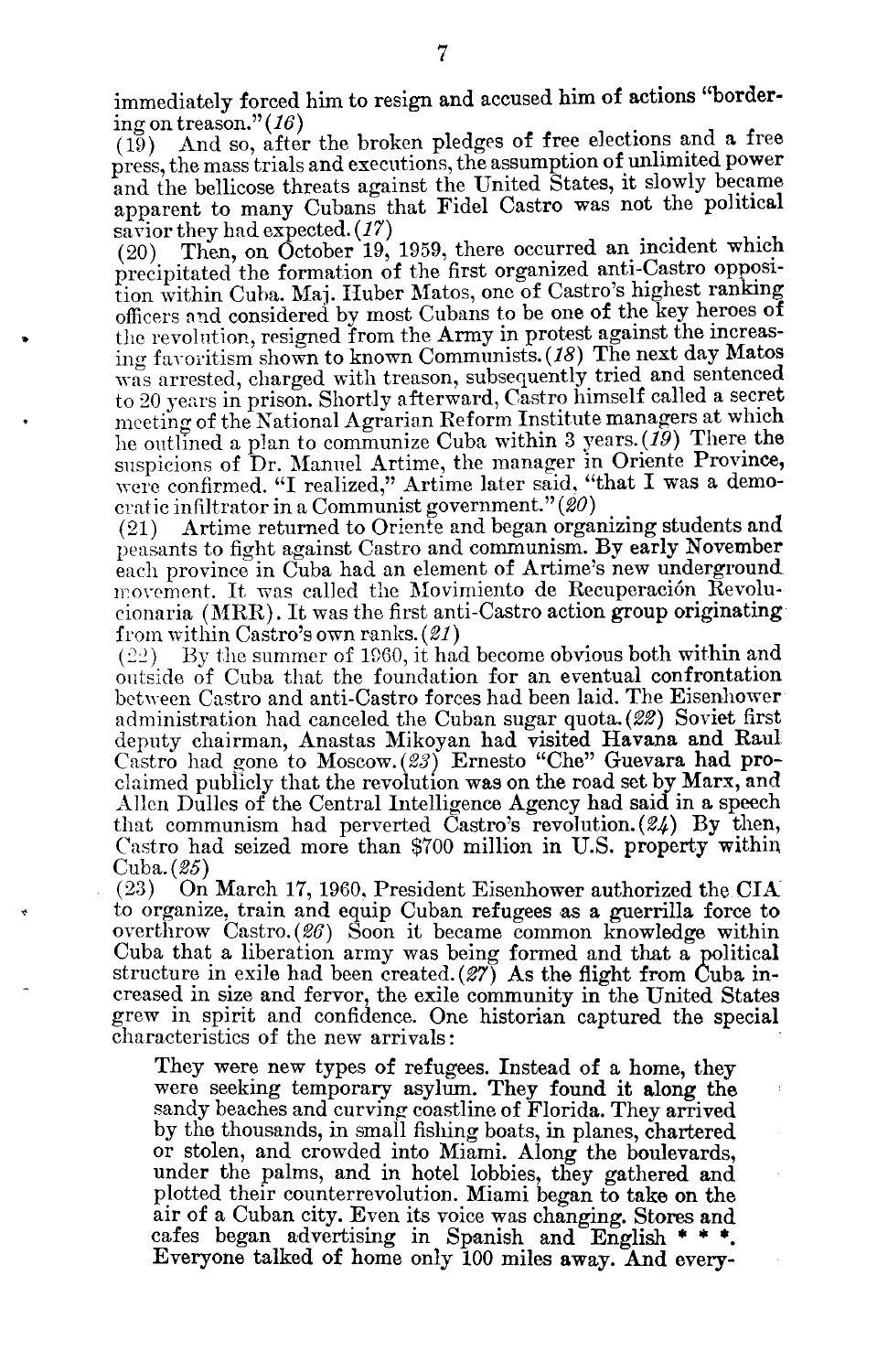immediately forced him to resign and accused him of actions "bordering on treason." (*16*)

(19) And so, after the broken pledges of free elections and a free press, the mass trials and executions, the assumption of unlimited power and the bellicose threats against the United States, it slowly became apparent to many Cubans that Fidel Castro was not the political savior they had expected. (*17*)

(20) Then, on October 19, 1959, there occurred an incident which precipitated the formation of the first organized anti-Castro opposition within Cuba. Maj. Huber Matos, one of Castro's highest ranking officers and considered by most Cubans to be one of the key heroes of the revolution, resigned from the Army in protest against the increasing favoritism shown to known Communists. (*18*) The next day Matos was arrested, charged with treason, subsequently tried and sentenced to 20 years in prison. Shortly afterward, Castro himself called a secret meeting of the National Agrarian Reform Institute managers at which he outlined a plan to communize Cuba within 3 years. (*19*) There the suspicions of Dr. Manuel Artime, the manager in Oriente Province, were confirmed. "I realized," Artime later said, "that I was a democratic infiltrator in a Communist government." (*20*)

(21) Artime returned to Oriente and began organizing students and peasants to fight against Castro and communism. By early November each province in Cuba had an element of Artime's new underground movement. It was called the Movimiento de Recuperación Revolucionaria (MRR). It was the first anti-Castro action group originating from within Castro's own ranks. (*21*)

(22) By the summer of 1960, it had become obvious both within and outside of Cuba that the foundation for an eventual confrontation between Castro and anti-Castro forces had been laid. The Eisenhower administration had canceled the Cuban sugar quota. (*22*) Soviet first deputy chairman, Anastas Mikoyan had visited Havana and Raul Castro had gone to Moscow. (*23*) Ernesto "Che" Guevara had proclaimed publicly that the revolution was on the road set by Marx, and Allen Dulles of the Central Intelligence Agency had said in a speech that communism had perverted Castro's revolution. (*24*) By then, Castro had seized more than $700 million in U.S. property within Cuba. (*25*)

(23) On March 17, 1960, President Eisenhower authorized the CIA to organize, train and equip Cuban refugees as a guerrilla force to overthrow Castro. (*26*) Soon it became common knowledge within Cuba that a liberation army was being formed and that a political structure in exile had been created. (*27*) As the flight from Cuba increased in size and fervor, the exile community in the United States grew in spirit and confidence. One historian captured the special characteristics of the new arrivals:

> They were new types of refugees. Instead of a home, they were seeking temporary asylum. They found it along the sandy beaches and curving coastline of Florida. They arrived by the thousands, in small fishing boats, in planes, chartered or stolen, and crowded into Miami. Along the boulevards, under the palms, and in hotel lobbies, they gathered and plotted their counterrevolution. Miami began to take on the air of a Cuban city. Even its voice was changing. Stores and cafes began advertising in Spanish and English * * *. Everyone talked of home only 100 miles away. And every-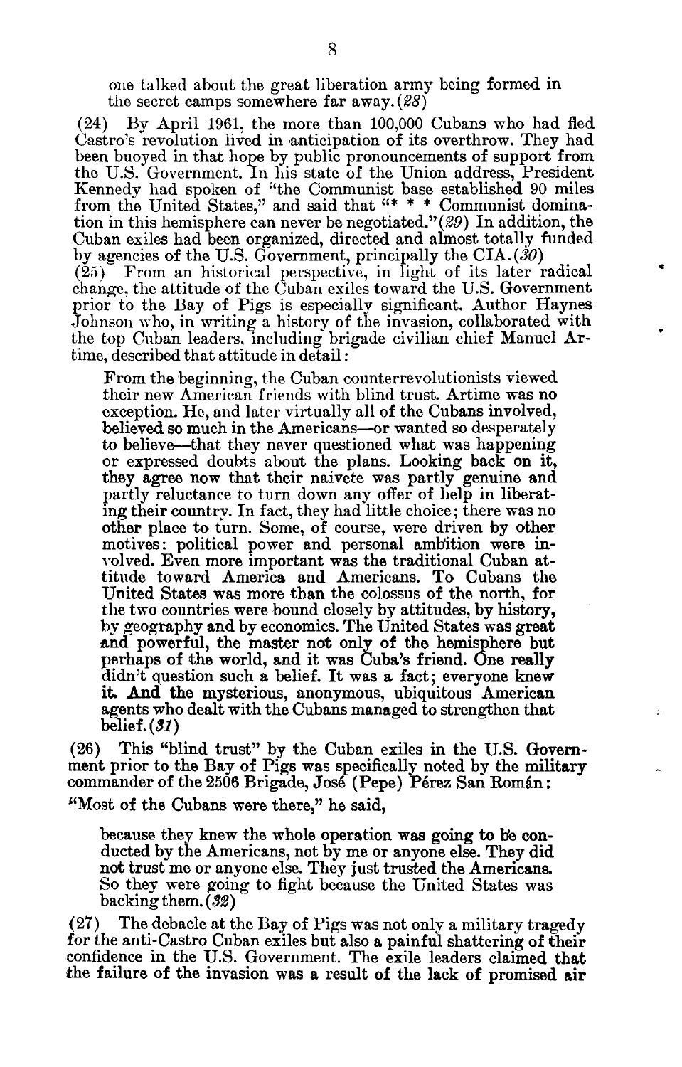one talked about the great liberation army being formed in the secret camps somewhere far away. (*28*)

(24) By April 1961, the more than 100,000 Cubans who had fled Castro's revolution lived in anticipation of its overthrow. They had been buoyed in that hope by public pronouncements of support from the U.S. Government. In his state of the Union address, President Kennedy had spoken of "the Communist base established 90 miles from the United States," and said that "* * * Communist domination in this hemisphere can never be negotiated." (*29*) In addition, the Cuban exiles had been organized, directed and almost totally funded by agencies of the U.S. Government, principally the CIA. (*30*)

(25) From an historical perspective, in light of its later radical change, the attitude of the Cuban exiles toward the U.S. Government prior to the Bay of Pigs is especially significant. Author Haynes Johnson who, in writing a history of the invasion, collaborated with the top Cuban leaders, including brigade civilian chief Manuel Artime, described that attitude in detail:

> From the beginning, the Cuban counterrevolutionists viewed their new American friends with blind trust. Artime was no exception. He, and later virtually all of the Cubans involved, believed so much in the Americans—or wanted so desperately to believe—that they never questioned what was happening or expressed doubts about the plans. Looking back on it, they agree now that their naivete was partly genuine and partly reluctance to turn down any offer of help in liberating their country. In fact, they had little choice; there was no other place to turn. Some, of course, were driven by other motives: political power and personal ambition were involved. Even more important was the traditional Cuban attitude toward America and Americans. To Cubans the United States was more than the colossus of the north, for the two countries were bound closely by attitudes, by history, by geography and by economics. The United States was great and powerful, the master not only of the hemisphere but perhaps of the world, and it was Cuba's friend. One really didn't question such a belief. It was a fact; everyone knew it. And the mysterious, anonymous, ubiquitous American agents who dealt with the Cubans managed to strengthen that belief. (*31*)

(26) This "blind trust" by the Cuban exiles in the U.S. Government prior to the Bay of Pigs was specifically noted by the military commander of the 2506 Brigade, José (Pepe) Pérez San Román:

"Most of the Cubans were there," he said,

> because they knew the whole operation was going to be conducted by the Americans, not by me or anyone else. They did not trust me or anyone else. They just trusted the Americans. So they were going to fight because the United States was backing them. (*32*)

(27) The debacle at the Bay of Pigs was not only a military tragedy for the anti-Castro Cuban exiles but also a painful shattering of their confidence in the U.S. Government. The exile leaders claimed that the failure of the invasion was a result of the lack of promised air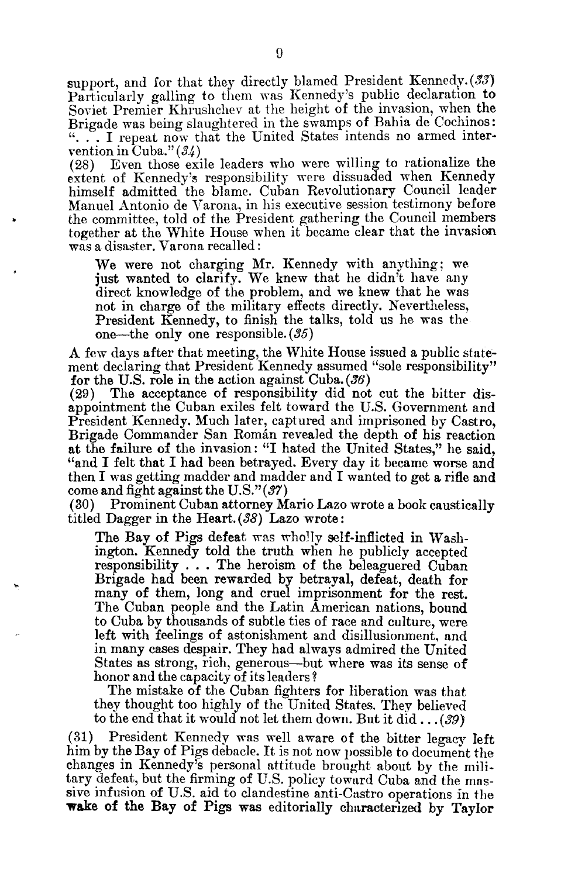support, and for that they directly blamed President Kennedy.(33) Particularly galling to them was Kennedy's public declaration to Soviet Premier Khrushchev at the height of the invasion, when the Brigade was being slaughtered in the swamps of Bahia de Cochinos: ". . . I repeat now that the United States intends no armed intervention in Cuba."(34)

(28) Even those exile leaders who were willing to rationalize the extent of Kennedy's responsibility were dissuaded when Kennedy himself admitted the blame. Cuban Revolutionary Council leader Manuel Antonio de Varona, in his executive session testimony before the committee, told of the President gathering the Council members together at the White House when it became clear that the invasion was a disaster. Varona recalled:

> We were not charging Mr. Kennedy with anything; we just wanted to clarify. We knew that he didn't have any direct knowledge of the problem, and we knew that he was not in charge of the military effects directly. Nevertheless, President Kennedy, to finish the talks, told us he was the one—the only one responsible.(35)

A few days after that meeting, the White House issued a public statement declaring that President Kennedy assumed "sole responsibility" for the U.S. role in the action against Cuba.(36)

(29) The acceptance of responsibility did not cut the bitter disappointment the Cuban exiles felt toward the U.S. Government and President Kennedy. Much later, captured and imprisoned by Castro, Brigade Commander San Román revealed the depth of his reaction at the failure of the invasion: "I hated the United States," he said, "and I felt that I had been betrayed. Every day it became worse and then I was getting madder and madder and I wanted to get a rifle and come and fight against the U.S."(37)

(30) Prominent Cuban attorney Mario Lazo wrote a book caustically titled Dagger in the Heart.(38) Lazo wrote:

> The Bay of Pigs defeat was wholly self-inflicted in Washington. Kennedy told the truth when he publicly accepted responsibility . . . The heroism of the beleaguered Cuban Brigade had been rewarded by betrayal, defeat, death for many of them, long and cruel imprisonment for the rest. The Cuban people and the Latin American nations, bound to Cuba by thousands of subtle ties of race and culture, were left with feelings of astonishment and disillusionment, and in many cases despair. They had always admired the United States as strong, rich, generous—but where was its sense of honor and the capacity of its leaders?
>
> The mistake of the Cuban fighters for liberation was that they thought too highly of the United States. They believed to the end that it would not let them down. But it did . . .(39)

(31) President Kennedy was well aware of the bitter legacy left him by the Bay of Pigs debacle. It is not now possible to document the changes in Kennedy's personal attitude brought about by the military defeat, but the firming of U.S. policy toward Cuba and the massive infusion of U.S. aid to clandestine anti-Castro operations in the wake of the Bay of Pigs was editorially characterized by Taylor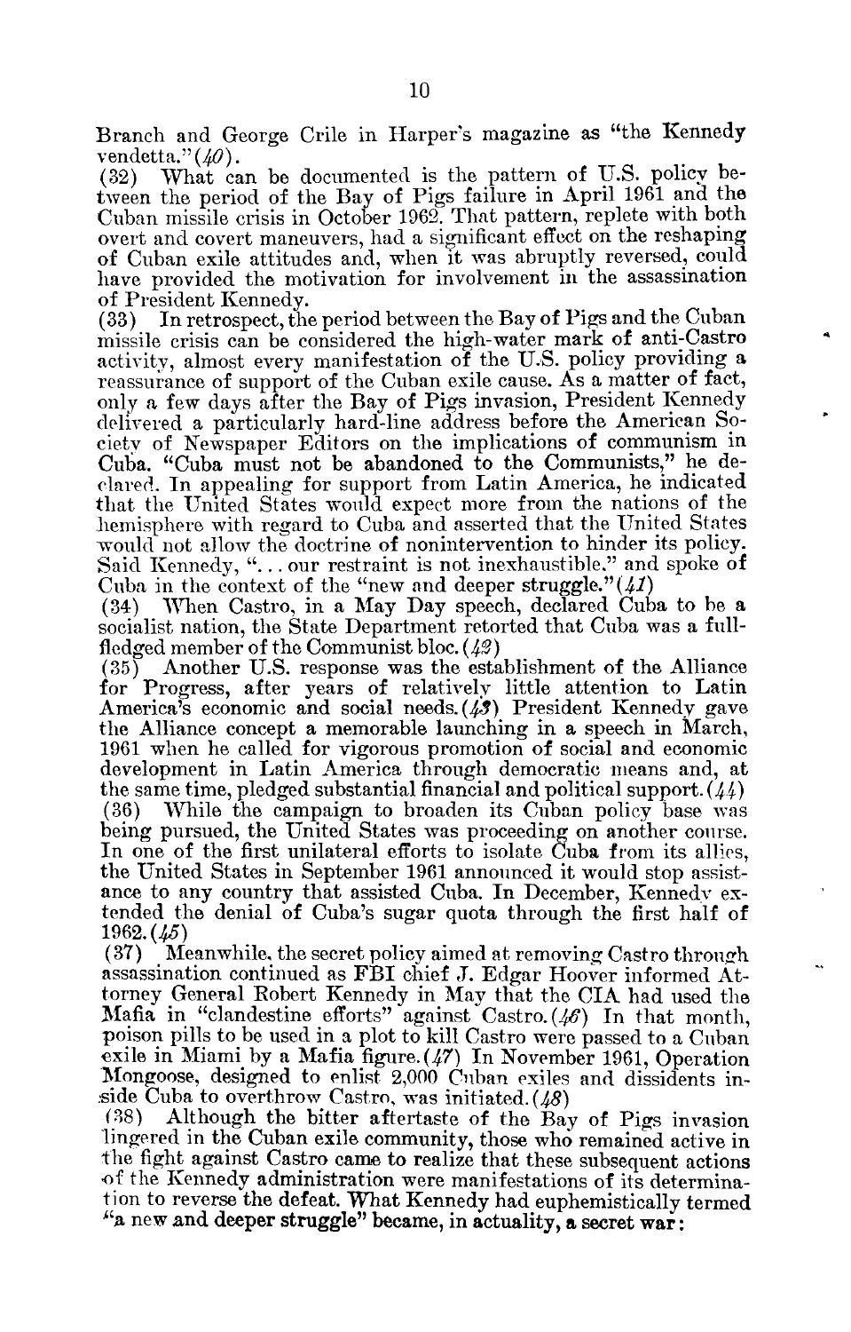Branch and George Crile in Harper's magazine as "the Kennedy vendetta."(40).

(32) What can be documented is the pattern of U.S. policy between the period of the Bay of Pigs failure in April 1961 and the Cuban missile crisis in October 1962. That pattern, replete with both overt and covert maneuvers, had a significant effect on the reshaping of Cuban exile attitudes and, when it was abruptly reversed, could have provided the motivation for involvement in the assassination of President Kennedy.

(33) In retrospect, the period between the Bay of Pigs and the Cuban missile crisis can be considered the high-water mark of anti-Castro activity, almost every manifestation of the U.S. policy providing a reassurance of support of the Cuban exile cause. As a matter of fact, only a few days after the Bay of Pigs invasion, President Kennedy delivered a particularly hard-line address before the American Society of Newspaper Editors on the implications of communism in Cuba. "Cuba must not be abandoned to the Communists," he declared. In appealing for support from Latin America, he indicated that the United States would expect more from the nations of the hemisphere with regard to Cuba and asserted that the United States would not allow the doctrine of nonintervention to hinder its policy. Said Kennedy, "... our restraint is not inexhaustible." and spoke of Cuba in the context of the "new and deeper struggle."(41)

(34) When Castro, in a May Day speech, declared Cuba to be a socialist nation, the State Department retorted that Cuba was a full-fledged member of the Communist bloc. (42)

(35) Another U.S. response was the establishment of the Alliance for Progress, after years of relatively little attention to Latin America's economic and social needs. (43) President Kennedy gave the Alliance concept a memorable launching in a speech in March, 1961 when he called for vigorous promotion of social and economic development in Latin America through democratic means and, at the same time, pledged substantial financial and political support. (44)

(36) While the campaign to broaden its Cuban policy base was being pursued, the United States was proceeding on another course. In one of the first unilateral efforts to isolate Cuba from its allies, the United States in September 1961 announced it would stop assistance to any country that assisted Cuba. In December, Kennedy extended the denial of Cuba's sugar quota through the first half of 1962. (45)

(37) Meanwhile, the secret policy aimed at removing Castro through assassination continued as FBI chief J. Edgar Hoover informed Attorney General Robert Kennedy in May that the CIA had used the Mafia in "clandestine efforts" against Castro. (46) In that month, poison pills to be used in a plot to kill Castro were passed to a Cuban exile in Miami by a Mafia figure. (47) In November 1961, Operation Mongoose, designed to enlist 2,000 Cuban exiles and dissidents inside Cuba to overthrow Castro, was initiated. (48)

(38) Although the bitter aftertaste of the Bay of Pigs invasion lingered in the Cuban exile community, those who remained active in the fight against Castro came to realize that these subsequent actions of the Kennedy administration were manifestations of its determination to reverse the defeat. What Kennedy had euphemistically termed "a new and deeper struggle" became, in actuality, a secret war: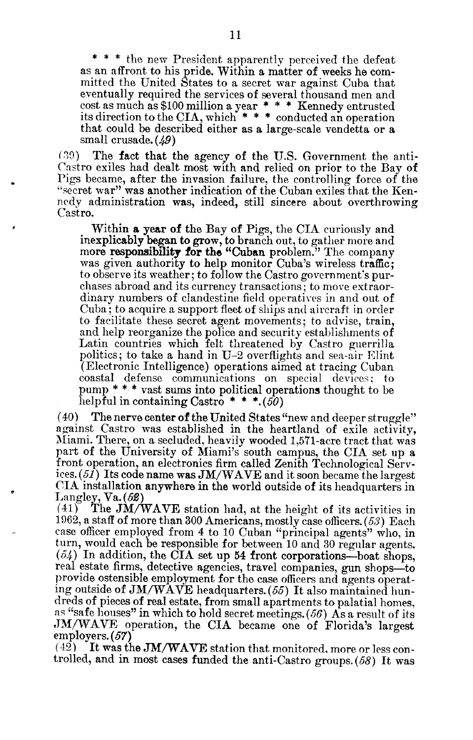> * * * the new President apparently perceived the defeat as an affront to his pride. Within a matter of weeks he committed the United States to a secret war against Cuba that eventually required the services of several thousand men and cost as much as $100 million a year * * * Kennedy entrusted its direction to the CIA, which * * * conducted an operation that could be described either as a large-scale vendetta or a small crusade. (49)

(39) The fact that the agency of the U.S. Government the anti-Castro exiles had dealt most with and relied on prior to the Bay of Pigs became, after the invasion failure, the controlling force of the "secret war" was another indication of the Cuban exiles that the Kennedy administration was, indeed, still sincere about overthrowing Castro.

> Within a year of the Bay of Pigs, the CIA curiously and inexplicably began to grow, to branch out, to gather more and more responsibility for the "Cuban problem." The company was given authority to help monitor Cuba's wireless traffic; to observe its weather; to follow the Castro government's purchases abroad and its currency transactions; to move extraordinary numbers of clandestine field operatives in and out of Cuba; to acquire a support fleet of ships and aircraft in order to facilitate these secret agent movements; to advise, train, and help reorganize the police and security establishments of Latin countries which felt threatened by Castro guerrilla politics; to take a hand in U-2 overflights and sea-air Elint (Electronic Intelligence) operations aimed at tracing Cuban coastal defense communications on special devices; to pump * * * vast sums into political operations thought to be helpful in containing Castro * * *. (50)

(40) The nerve center of the United States "new and deeper struggle" against Castro was established in the heartland of exile activity, Miami. There, on a secluded, heavily wooded 1,571-acre tract that was part of the University of Miami's south campus, the CIA set up a front operation, an electronics firm called Zenith Technological Services. (51) Its code name was JM/WAVE and it soon became the largest CIA installation anywhere in the world outside of its headquarters in Langley, Va. (52)

(41) The JM/WAVE station had, at the height of its activities in 1962, a staff of more than 300 Americans, mostly case officers. (53) Each case officer employed from 4 to 10 Cuban "principal agents" who, in turn, would each be responsible for between 10 and 30 regular agents. (54) In addition, the CIA set up 54 front corporations—boat shops, real estate firms, detective agencies, travel companies, gun shops—to provide ostensible employment for the case officers and agents operating outside of JM/WAVE headquarters. (55) It also maintained hundreds of pieces of real estate, from small apartments to palatial homes, as "safe houses" in which to hold secret meetings. (56) As a result of its JM/WAVE operation, the CIA became one of Florida's largest employers. (57)

(42) It was the JM/WAVE station that monitored, more or less controlled, and in most cases funded the anti-Castro groups. (58) It was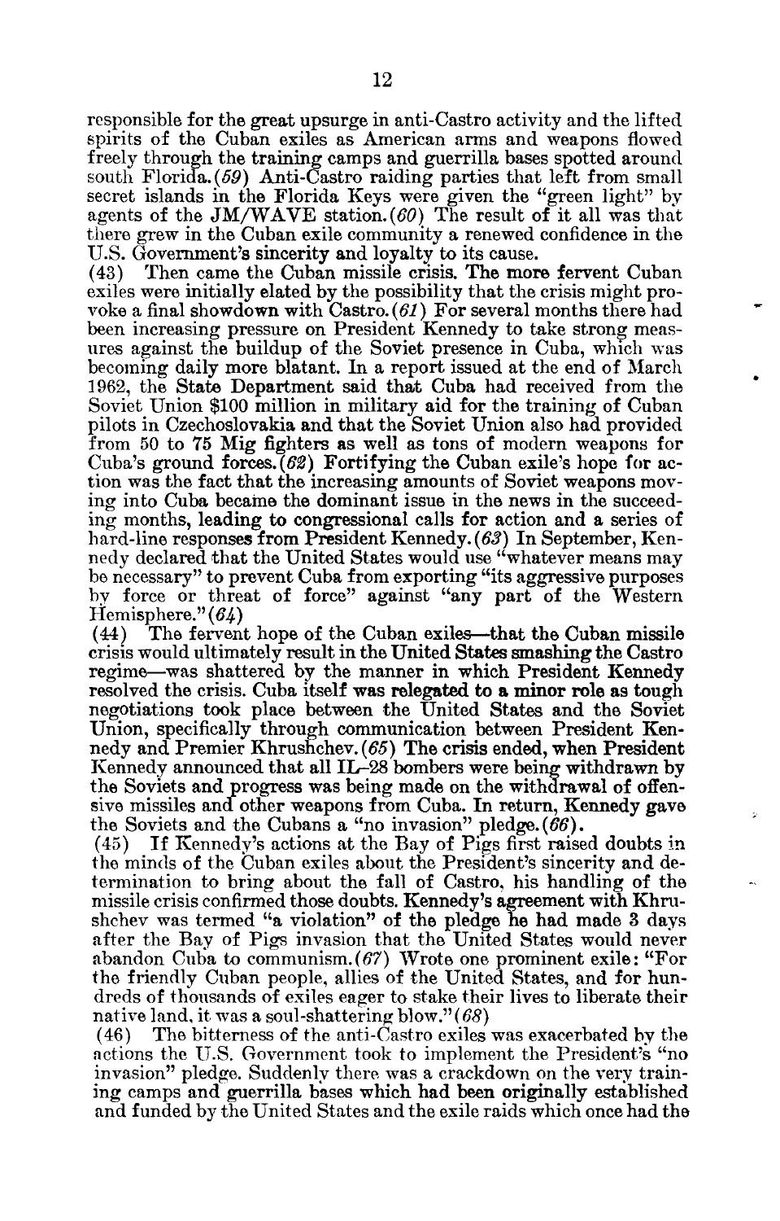responsible for the great upsurge in anti-Castro activity and the lifted spirits of the Cuban exiles as American arms and weapons flowed freely through the training camps and guerrilla bases spotted around south Florida.(*59*) Anti-Castro raiding parties that left from small secret islands in the Florida Keys were given the "green light" by agents of the JM/WAVE station.(*60*) The result of it all was that there grew in the Cuban exile community a renewed confidence in the U.S. Government's sincerity and loyalty to its cause.

(43) Then came the Cuban missile crisis. The more fervent Cuban exiles were initially elated by the possibility that the crisis might provoke a final showdown with Castro.(*61*) For several months there had been increasing pressure on President Kennedy to take strong measures against the buildup of the Soviet presence in Cuba, which was becoming daily more blatant. In a report issued at the end of March 1962, the State Department said that Cuba had received from the Soviet Union $100 million in military aid for the training of Cuban pilots in Czechoslovakia and that the Soviet Union also had provided from 50 to 75 Mig fighters as well as tons of modern weapons for Cuba's ground forces.(*62*) Fortifying the Cuban exile's hope for action was the fact that the increasing amounts of Soviet weapons moving into Cuba became the dominant issue in the news in the succeeding months, leading to congressional calls for action and a series of hard-line responses from President Kennedy.(*63*) In September, Kennedy declared that the United States would use "whatever means may be necessary" to prevent Cuba from exporting "its aggressive purposes by force or threat of force" against "any part of the Western Hemisphere."(*64*)

(44) The fervent hope of the Cuban exiles—that the Cuban missile crisis would ultimately result in the United States smashing the Castro regime—was shattered by the manner in which President Kennedy resolved the crisis. Cuba itself was relegated to a minor role as tough negotiations took place between the United States and the Soviet Union, specifically through communication between President Kennedy and Premier Khrushchev.(*65*) The crisis ended, when President Kennedy announced that all IL-28 bombers were being withdrawn by the Soviets and progress was being made on the withdrawal of offensive missiles and other weapons from Cuba. In return, Kennedy gave the Soviets and the Cubans a "no invasion" pledge.(*66*).

(45) If Kennedy's actions at the Bay of Pigs first raised doubts in the minds of the Cuban exiles about the President's sincerity and determination to bring about the fall of Castro, his handling of the missile crisis confirmed those doubts. Kennedy's agreement with Khrushchev was termed "a violation" of the pledge he had made 3 days after the Bay of Pigs invasion that the United States would never abandon Cuba to communism.(*67*) Wrote one prominent exile: "For the friendly Cuban people, allies of the United States, and for hundreds of thousands of exiles eager to stake their lives to liberate their native land, it was a soul-shattering blow."(*68*)

(46) The bitterness of the anti-Castro exiles was exacerbated by the actions the U.S. Government took to implement the President's "no invasion" pledge. Suddenly there was a crackdown on the very training camps and guerrilla bases which had been originally established and funded by the United States and the exile raids which once had the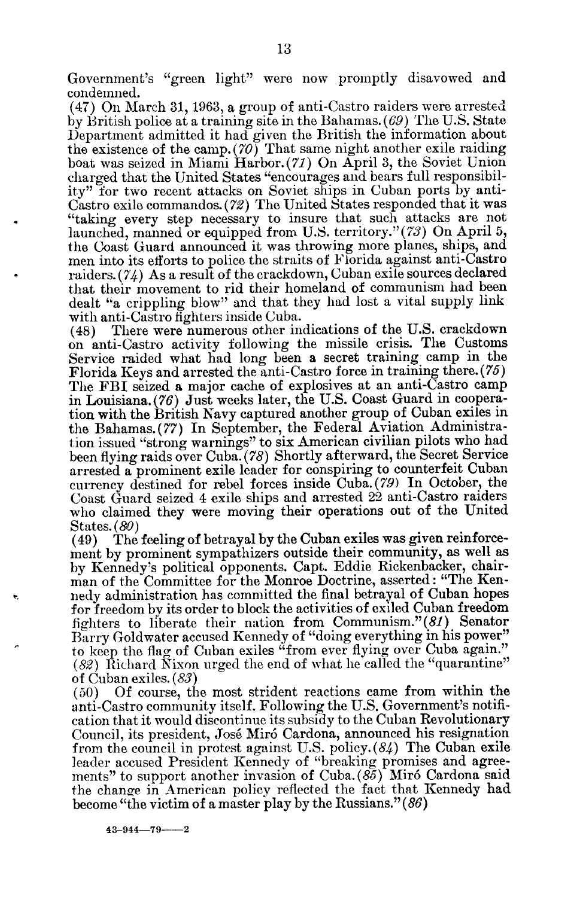Government's "green light" were now promptly disavowed and condemned.

(47) On March 31, 1963, a group of anti-Castro raiders were arrested by British police at a training site in the Bahamas. (*69*) The U.S. State Department admitted it had given the British the information about the existence of the camp. (*70*) That same night another exile raiding boat was seized in Miami Harbor. (*71*) On April 3, the Soviet Union charged that the United States "encourages and bears full responsibility" for two recent attacks on Soviet ships in Cuban ports by anti-Castro exile commandos. (*72*) The United States responded that it was "taking every step necessary to insure that such attacks are not launched, manned or equipped from U.S. territory." (*73*) On April 5, the Coast Guard announced it was throwing more planes, ships, and men into its efforts to police the straits of Florida against anti-Castro raiders. (*74*) As a result of the crackdown, Cuban exile sources declared that their movement to rid their homeland of communism had been dealt "a crippling blow" and that they had lost a vital supply link with anti-Castro fighters inside Cuba.

(48) There were numerous other indications of the U.S. crackdown on anti-Castro activity following the missile crisis. The Customs Service raided what had long been a secret training camp in the Florida Keys and arrested the anti-Castro force in training there. (*75*) The FBI seized a major cache of explosives at an anti-Castro camp in Louisiana. (*76*) Just weeks later, the U.S. Coast Guard in cooperation with the British Navy captured another group of Cuban exiles in the Bahamas. (*77*) In September, the Federal Aviation Administration issued "strong warnings" to six American civilian pilots who had been flying raids over Cuba. (*78*) Shortly afterward, the Secret Service arrested a prominent exile leader for conspiring to counterfeit Cuban currency destined for rebel forces inside Cuba. (*79*) In October, the Coast Guard seized 4 exile ships and arrested 22 anti-Castro raiders who claimed they were moving their operations out of the United States. (*80*)

(49) The feeling of betrayal by the Cuban exiles was given reinforcement by prominent sympathizers outside their community, as well as by Kennedy's political opponents. Capt. Eddie Rickenbacker, chairman of the Committee for the Monroe Doctrine, asserted: "The Kennedy administration has committed the final betrayal of Cuban hopes for freedom by its order to block the activities of exiled Cuban freedom fighters to liberate their nation from Communism." (*81*) Senator Barry Goldwater accused Kennedy of "doing everything in his power" to keep the flag of Cuban exiles "from ever flying over Cuba again." (*82*) Richard Nixon urged the end of what he called the "quarantine" of Cuban exiles. (*83*)

(50) Of course, the most strident reactions came from within the anti-Castro community itself. Following the U.S. Government's notification that it would discontinue its subsidy to the Cuban Revolutionary Council, its president, José Miró Cardona, announced his resignation from the council in protest against U.S. policy. (*84*) The Cuban exile leader accused President Kennedy of "breaking promises and agreements" to support another invasion of Cuba. (*85*) Miró Cardona said the change in American policy reflected the fact that Kennedy had become "the victim of a master play by the Russians." (*86*)

43-944—79——2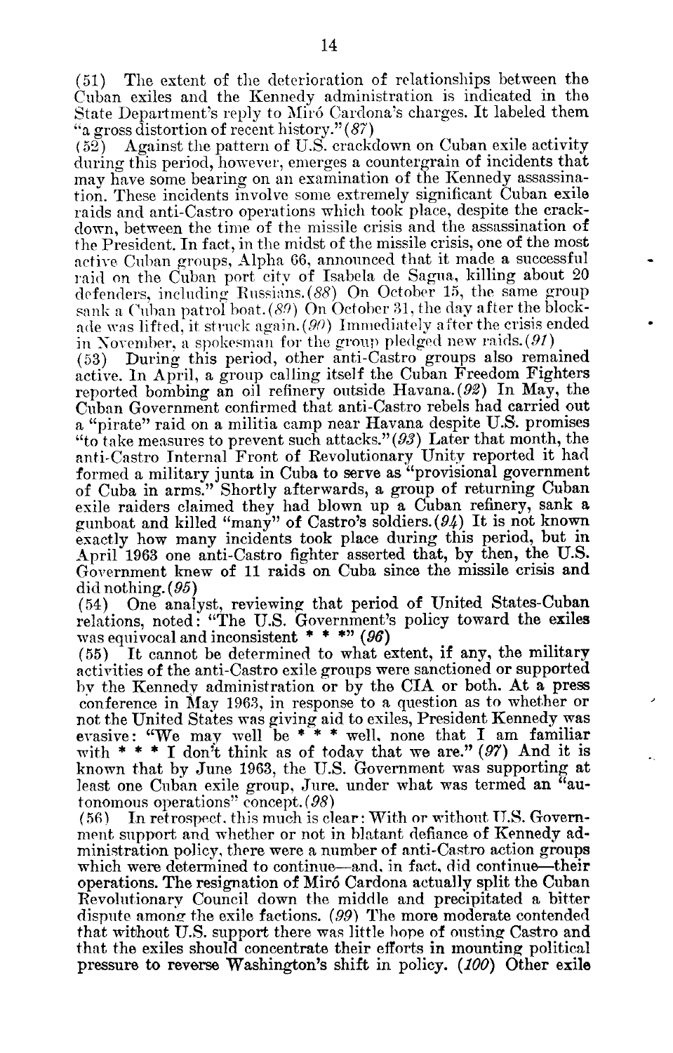(51) The extent of the deterioration of relationships between the Cuban exiles and the Kennedy administration is indicated in the State Department's reply to Miró Cardona's charges. It labeled them "a gross distortion of recent history." *(87)*

(52) Against the pattern of U.S. crackdown on Cuban exile activity during this period, however, emerges a countergrain of incidents that may have some bearing on an examination of the Kennedy assassination. These incidents involve some extremely significant Cuban exile raids and anti-Castro operations which took place, despite the crackdown, between the time of the missile crisis and the assassination of the President. In fact, in the midst of the missile crisis, one of the most active Cuban groups, Alpha 66, announced that it made a successful raid on the Cuban port city of Isabela de Sagua, killing about 20 defenders, including Russians. *(88)* On October 15, the same group sank a Cuban patrol boat. *(89)* On October 31, the day after the blockade was lifted, it struck again. *(90)* Immediately after the crisis ended in November, a spokesman for the group pledged new raids. *(91)*

(53) During this period, other anti-Castro groups also remained active. In April, a group calling itself the Cuban Freedom Fighters reported bombing an oil refinery outside Havana. *(92)* In May, the Cuban Government confirmed that anti-Castro rebels had carried out a "pirate" raid on a militia camp near Havana despite U.S. promises "to take measures to prevent such attacks." *(93)* Later that month, the anti-Castro Internal Front of Revolutionary Unity reported it had formed a military junta in Cuba to serve as "provisional government of Cuba in arms." Shortly afterwards, a group of returning Cuban exile raiders claimed they had blown up a Cuban refinery, sank a gunboat and killed "many" of Castro's soldiers. *(94)* It is not known exactly how many incidents took place during this period, but in April 1963 one anti-Castro fighter asserted that, by then, the U.S. Government knew of 11 raids on Cuba since the missile crisis and did nothing. *(95)*

(54) One analyst, reviewing that period of United States-Cuban relations, noted: "The U.S. Government's policy toward the exiles was equivocal and inconsistent * * *" *(96)*

(55) It cannot be determined to what extent, if any, the military activities of the anti-Castro exile groups were sanctioned or supported by the Kennedy administration or by the CIA or both. At a press conference in May 1963, in response to a question as to whether or not the United States was giving aid to exiles, President Kennedy was evasive: "We may well be * * * well, none that I am familiar with * * * I don't think as of today that we are." *(97)* And it is known that by June 1963, the U.S. Government was supporting at least one Cuban exile group, Jure, under what was termed an "autonomous operations" concept. *(98)*

(56) In retrospect, this much is clear: With or without U.S. Government support and whether or not in blatant defiance of Kennedy administration policy, there were a number of anti-Castro action groups which were determined to continue—and, in fact, did continue—their operations. The resignation of Miró Cardona actually split the Cuban Revolutionary Council down the middle and precipitated a bitter dispute among the exile factions. *(99)* The more moderate contended that without U.S. support there was little hope of ousting Castro and that the exiles should concentrate their efforts in mounting political pressure to reverse Washington's shift in policy. *(100)* Other exile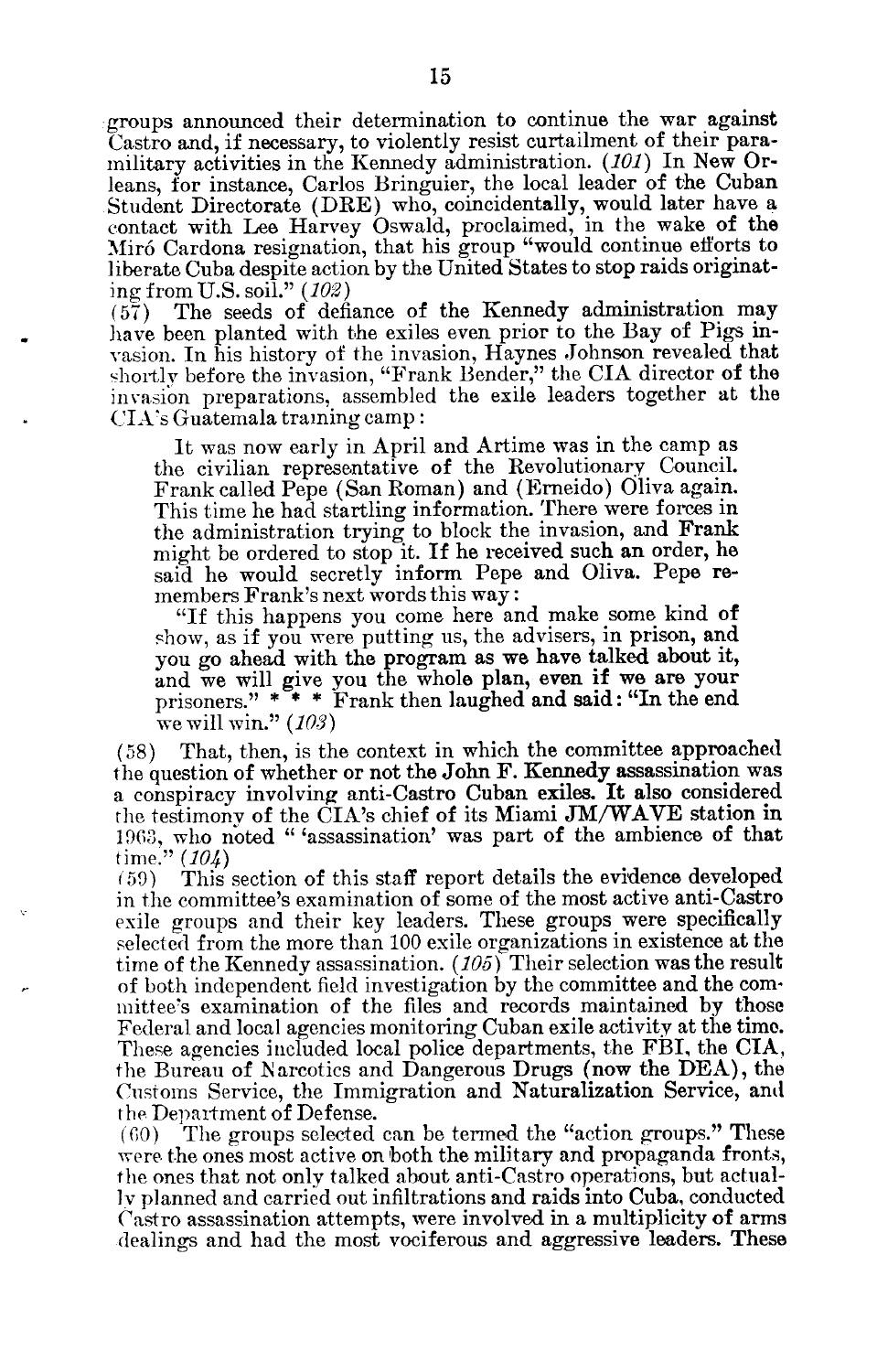groups announced their determination to continue the war against Castro and, if necessary, to violently resist curtailment of their paramilitary activities in the Kennedy administration. (*101*) In New Orleans, for instance, Carlos Bringuier, the local leader of the Cuban Student Directorate (DRE) who, coincidentally, would later have a contact with Lee Harvey Oswald, proclaimed, in the wake of the Miró Cardona resignation, that his group "would continue efforts to liberate Cuba despite action by the United States to stop raids originating from U.S. soil." (*102*)

(57) The seeds of defiance of the Kennedy administration may have been planted with the exiles even prior to the Bay of Pigs invasion. In his history of the invasion, Haynes Johnson revealed that shortly before the invasion, "Frank Bender," the CIA director of the invasion preparations, assembled the exile leaders together at the CIA's Guatemala training camp:

> It was now early in April and Artime was in the camp as the civilian representative of the Revolutionary Council. Frank called Pepe (San Roman) and (Erneido) Oliva again. This time he had startling information. There were forces in the administration trying to block the invasion, and Frank might be ordered to stop it. If he received such an order, he said he would secretly inform Pepe and Oliva. Pepe remembers Frank's next words this way:
>
> "If this happens you come here and make some kind of show, as if you were putting us, the advisers, in prison, and you go ahead with the program as we have talked about it, and we will give you the whole plan, even if we are your prisoners." * * * Frank then laughed and said: "In the end we will win." (*103*)

(58) That, then, is the context in which the committee approached the question of whether or not the John F. Kennedy assassination was a conspiracy involving anti-Castro Cuban exiles. It also considered the testimony of the CIA's chief of its Miami JM/WAVE station in 1963, who noted " 'assassination' was part of the ambience of that time." (*104*)

(59) This section of this staff report details the evidence developed in the committee's examination of some of the most active anti-Castro exile groups and their key leaders. These groups were specifically selected from the more than 100 exile organizations in existence at the time of the Kennedy assassination. (*105*) Their selection was the result of both independent field investigation by the committee and the committee's examination of the files and records maintained by those Federal and local agencies monitoring Cuban exile activity at the time. These agencies included local police departments, the FBI, the CIA, the Bureau of Narcotics and Dangerous Drugs (now the DEA), the Customs Service, the Immigration and Naturalization Service, and the Department of Defense.

(60) The groups selected can be termed the "action groups." These were the ones most active on both the military and propaganda fronts, the ones that not only talked about anti-Castro operations, but actually planned and carried out infiltrations and raids into Cuba, conducted Castro assassination attempts, were involved in a multiplicity of arms dealings and had the most vociferous and aggressive leaders. These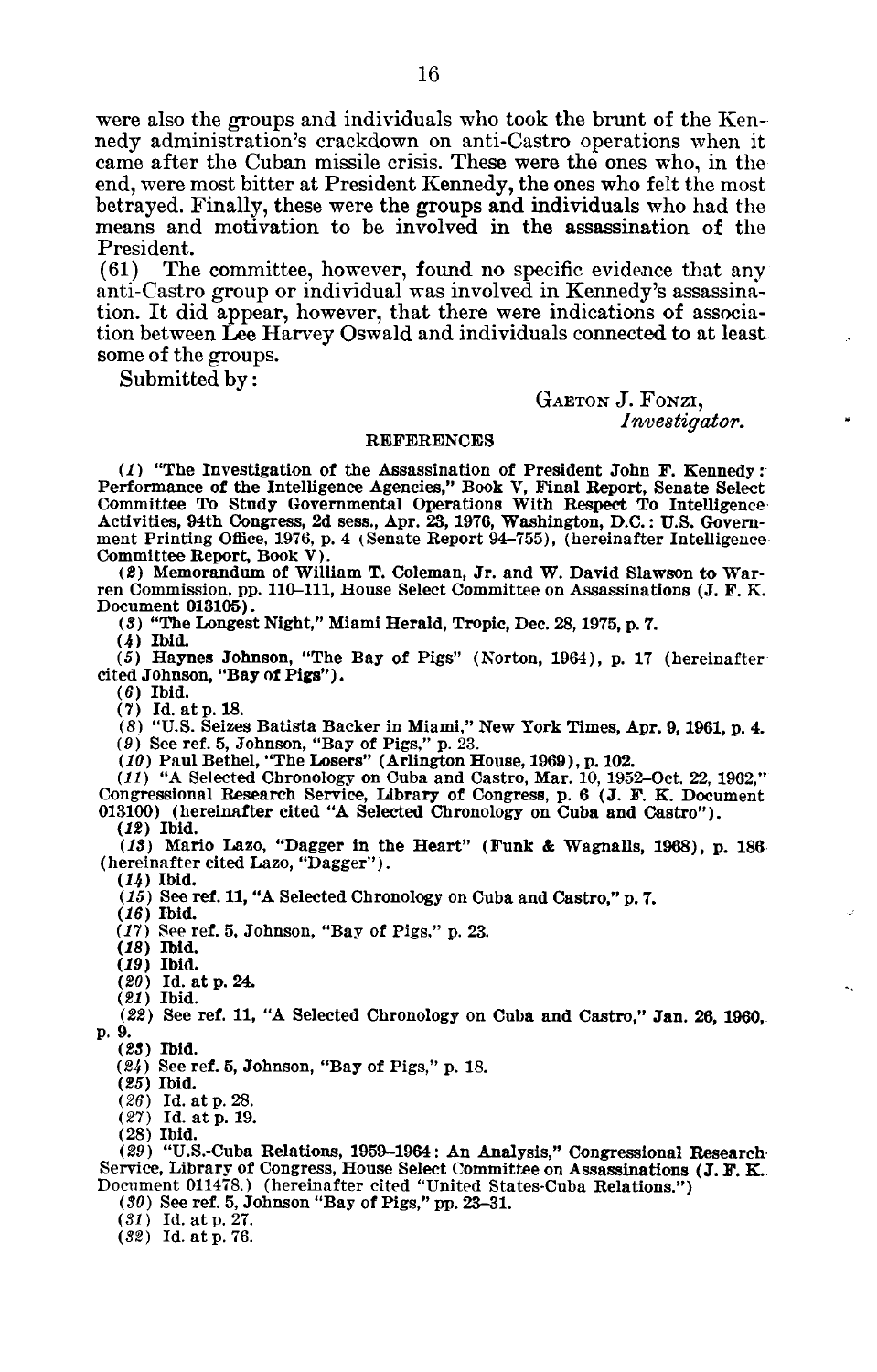were also the groups and individuals who took the brunt of the Kennedy administration's crackdown on anti-Castro operations when it came after the Cuban missile crisis. These were the ones who, in the end, were most bitter at President Kennedy, the ones who felt the most betrayed. Finally, these were the groups and individuals who had the means and motivation to be involved in the assassination of the President.

(61) The committee, however, found no specific evidence that any anti-Castro group or individual was involved in Kennedy's assassination. It did appear, however, that there were indications of association between Lee Harvey Oswald and individuals connected to at least some of the groups.

Submitted by:

GAETON J. FONZI,
*Investigator.*

REFERENCES

(*1*) "The Investigation of the Assassination of President John F. Kennedy: Performance of the Intelligence Agencies," Book V, Final Report, Senate Select Committee To Study Governmental Operations With Respect To Intelligence Activities, 94th Congress, 2d sess., Apr. 23, 1976, Washington, D.C.: U.S. Government Printing Office, 1976, p. 4 (Senate Report 94–755), (hereinafter Intelligence Committee Report, Book V).

(*2*) Memorandum of William T. Coleman, Jr. and W. David Slawson to Warren Commission, pp. 110–111, House Select Committee on Assassinations (J. F. K. Document 013105).

(*3*) "The Longest Night," Miami Herald, Tropic, Dec. 28, 1975, p. 7.

(*4*) Ibid.

(*5*) Haynes Johnson, "The Bay of Pigs" (Norton, 1964), p. 17 (hereinafter cited Johnson, "Bay of Pigs").

(*6*) Ibid.

(*7*) Id. at p. 18.

(*8*) "U.S. Seizes Batista Backer in Miami," New York Times, Apr. 9, 1961, p. 4.

(*9*) See ref. 5, Johnson, "Bay of Pigs," p. 23.

(*10*) Paul Bethel, "The Losers" (Arlington House, 1969), p. 102.

(*11*) "A Selected Chronology on Cuba and Castro, Mar. 10, 1952–Oct. 22, 1962," Congressional Research Service, Library of Congress, p. 6 (J. F. K. Document 013100) (hereinafter cited "A Selected Chronology on Cuba and Castro").

(*12*) Ibid.

(*13*) Mario Lazo, "Dagger in the Heart" (Funk & Wagnalls, 1968), p. 186 (hereinafter cited Lazo, "Dagger").

(*14*) Ibid.

(*15*) See ref. 11, "A Selected Chronology on Cuba and Castro," p. 7.

(*16*) Ibid.

(*17*) See ref. 5, Johnson, "Bay of Pigs," p. 23.

(*18*) Ibid.

(*19*) Ibid.

(*20*) Id. at p. 24.

(*21*) Ibid.

(*22*) See ref. 11, "A Selected Chronology on Cuba and Castro," Jan. 26, 1960, p. 9.

(*23*) Ibid.

(*24*) See ref. 5, Johnson, "Bay of Pigs," p. 18.

(*25*) Ibid.

(*26*) Id. at p. 28.

(*27*) Id. at p. 19.

(*28*) Ibid.

(*29*) "U.S.-Cuba Relations, 1959–1964: An Analysis," Congressional Research Service, Library of Congress, House Select Committee on Assassinations (J. F. K. Document 011478.) (hereinafter cited "United States-Cuba Relations.")

(*30*) See ref. 5, Johnson "Bay of Pigs," pp. 23–31.

(*31*) Id. at p. 27.

(*32*) Id. at p. 76.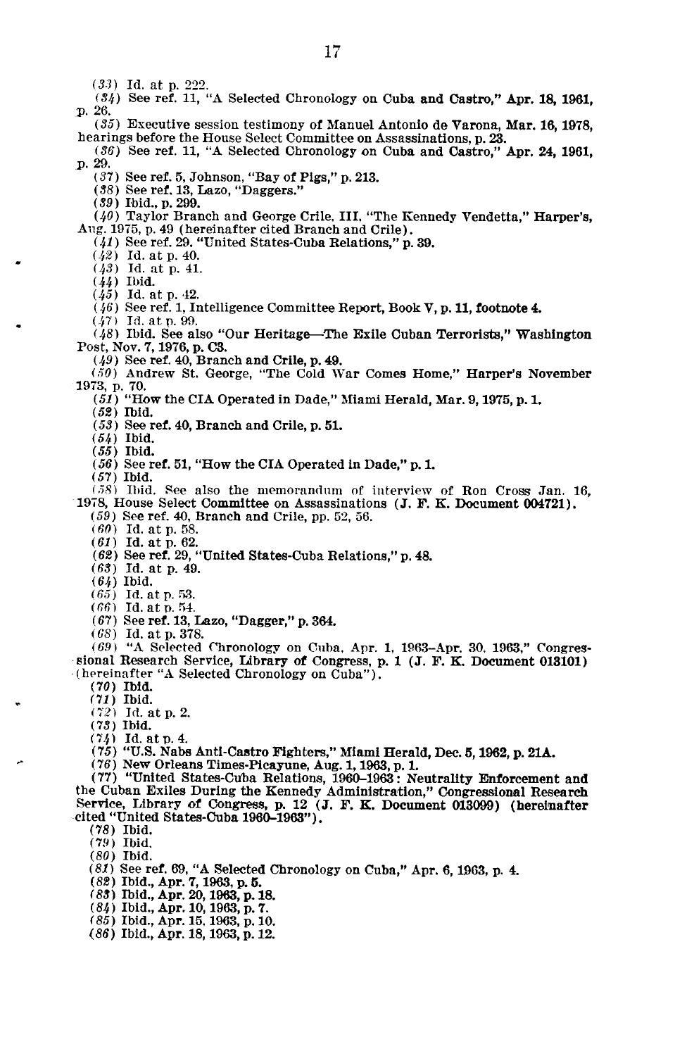(33) Id. at p. 222.

(34) See ref. 11, "A Selected Chronology on Cuba and Castro," Apr. 18, 1961, p. 26.

(35) Executive session testimony of Manuel Antonio de Varona, Mar. 16, 1978, hearings before the House Select Committee on Assassinations, p. 23.

(36) See ref. 11, "A Selected Chronology on Cuba and Castro," Apr. 24, 1961, p. 29.

(37) See ref. 5, Johnson, "Bay of Pigs," p. 213.

(38) See ref. 13, Lazo, "Daggers."

(39) Ibid., p. 299.

(40) Taylor Branch and George Crile, III, "The Kennedy Vendetta," Harper's, Aug. 1975, p. 49 (hereinafter cited Branch and Crile).

(41) See ref. 29, "United States-Cuba Relations," p. 39.

(42) Id. at p. 40.

(43) Id. at p. 41.

(44) Ibid.

(45) Id. at p. 42.

(46) See ref. 1, Intelligence Committee Report, Book V, p. 11, footnote 4.

(47) Id. at p. 99.

(48) Ibid. See also "Our Heritage—The Exile Cuban Terrorists," Washington Post, Nov. 7, 1976, p. C3.

(49) See ref. 40, Branch and Crile, p. 49.

(50) Andrew St. George, "The Cold War Comes Home," Harper's November 1973, p. 70.

(51) "How the CIA Operated in Dade," Miami Herald, Mar. 9, 1975, p. 1.

(52) Ibid.

(53) See ref. 40, Branch and Crile, p. 51.

(54) Ibid.

(55) Ibid.

(56) See ref. 51, "How the CIA Operated in Dade," p. 1.

(57) Ibid.

(58) Ibid. See also the memorandum of interview of Ron Cross Jan. 16, 1978, House Select Committee on Assassinations (J. F. K. Document 004721).

(59) See ref. 40, Branch and Crile, pp. 52, 56.

(60) Id. at p. 58.

(61) Id. at p. 62.

(62) See ref. 29, "United States-Cuba Relations," p. 48.

(63) Id. at p. 49.

(64) Ibid.

(65) Id. at p. 53.

(66) Id. at p. 54.

(67) See ref. 13, Lazo, "Dagger," p. 364.

(68) Id. at p. 378.

(69) "A Selected Chronology on Cuba, Apr. 1, 1963–Apr. 30, 1963," Congressional Research Service, Library of Congress, p. 1 (J. F. K. Document 013101) (hereinafter "A Selected Chronology on Cuba").

(70) Ibid.

(71) Ibid.

(72) Id. at p. 2.

(73) Ibid.

(74) Id. at p. 4.

(75) "U.S. Nabs Anti-Castro Fighters," Miami Herald, Dec. 5, 1962, p. 21A.

(76) New Orleans Times-Picayune, Aug. 1, 1963, p. 1.

(77) "United States-Cuba Relations, 1960–1963: Neutrality Enforcement and the Cuban Exiles During the Kennedy Administration," Congressional Research Service, Library of Congress, p. 12 (J. F. K. Document 013099) (hereinafter cited "United States-Cuba 1960–1963").

(78) Ibid.

(79) Ibid.

(80) Ibid.

(81) See ref. 69, "A Selected Chronology on Cuba," Apr. 6, 1963, p. 4.

(82) Ibid., Apr. 7, 1963, p. 5.

(83) Ibid., Apr. 20, 1963, p. 18.

(84) Ibid., Apr. 10, 1963, p. 7.

(85) Ibid., Apr. 15, 1963, p. 10.

(86) Ibid., Apr. 18, 1963, p. 12.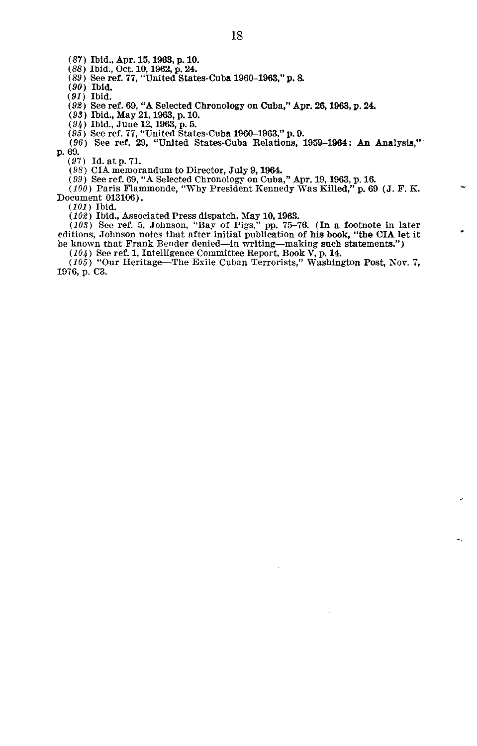(87) Ibid., Apr. 15, 1963, p. 10.

(88) Ibid., Oct. 10, 1962, p. 24.

(89) See ref. 77, "United States-Cuba 1960–1963," p. 8.

(90) Ibid.

(91) Ibid.

(92) See ref. 69, "A Selected Chronology on Cuba," Apr. 26, 1963, p. 24.

(93) Ibid., May 21, 1963, p. 10.

(94) Ibid., June 12, 1963, p. 5.

(95) See ref. 77, "United States-Cuba 1960–1963," p. 9.

(96) See ref. 29, "United States-Cuba Relations, 1959–1964: An Analysis," p. 69.

(97) Id. at p. 71.

(98) CIA memorandum to Director, July 9, 1964.

(99) See ref. 69, "A Selected Chronology on Cuba," Apr. 19, 1963, p. 16.

(100) Paris Flammonde, "Why President Kennedy Was Killed," p. 69 (J. F. K. Document 013106).

(101) Ibid.

(102) Ibid., Associated Press dispatch, May 10, 1963.

(103) See ref. 5, Johnson, "Bay of Pigs," pp. 75–76. (In a footnote in later editions, Johnson notes that after initial publication of his book, "the CIA let it be known that Frank Bender denied—in writing—making such statements.")

(104) See ref. 1, Intelligence Committee Report, Book V, p. 14.

(105) "Our Heritage—The Exile Cuban Terrorists," Washington Post, Nov. 7, 1976, p. C3.